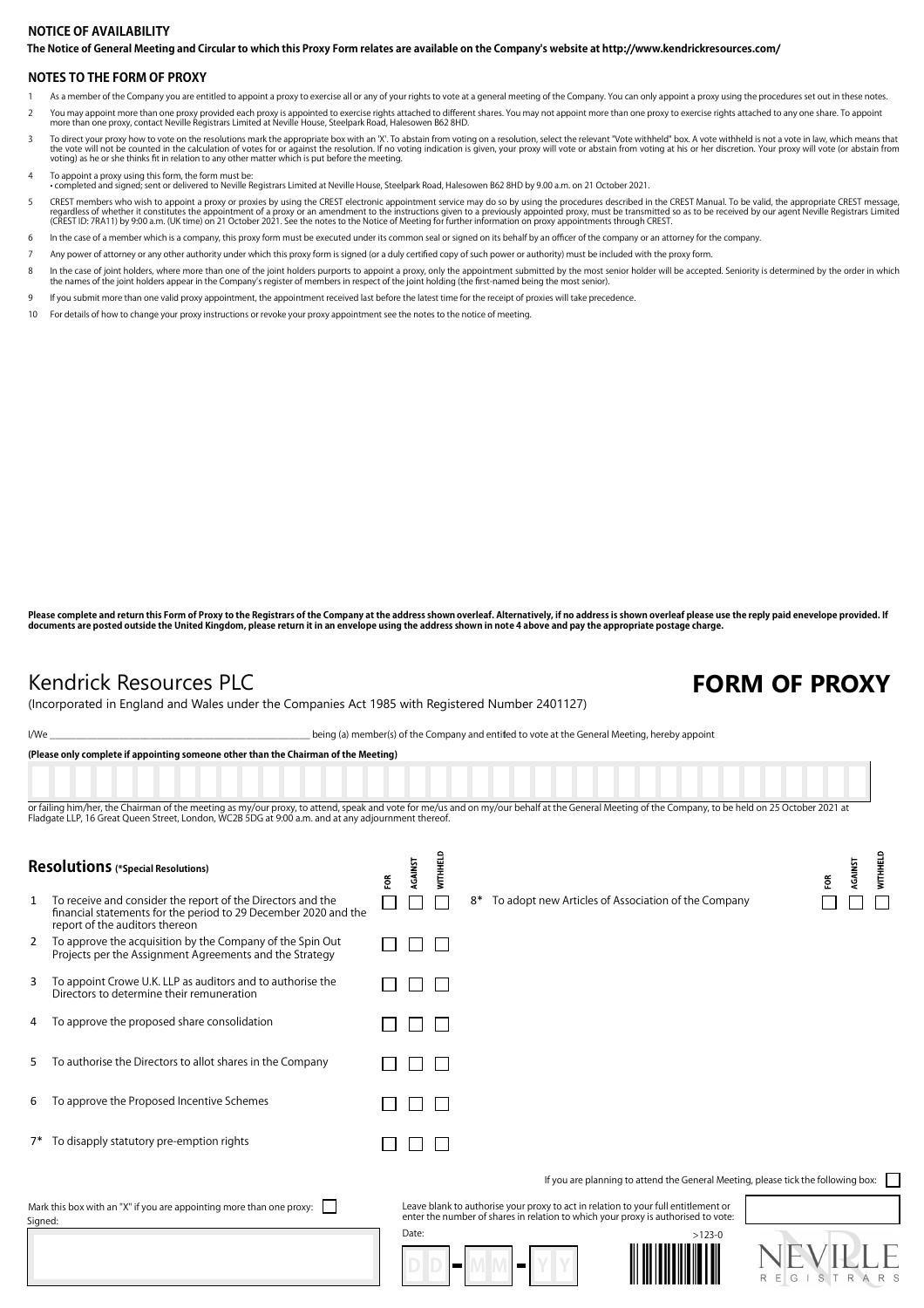## NOTICE OF AVAILABILITY

**The Notice of General Meeting and Circular to which this Proxy Form relates are available on the Company's website at http://www.kendrickresources.com/**

## NOTES TO THE FORM OF PROXY

1. As a member of the Company you are entitled to appoint a proxy to exercise all or any of your rights to vote at a general meeting of the Company. You can only appoint a proxy using the procedures set out in these notes.
2. You may appoint more than one proxy provided each proxy is appointed to exercise rights attached to different shares. You may not appoint more than one proxy to exercise rights attached to any one share. To appoint more than one proxy, contact Neville Registrars Limited at Neville House, Steelpark Road, Halesowen B62 8HD.
3. To direct your proxy how to vote on the resolutions mark the appropriate box with an 'X'. To abstain from voting on a resolution, select the relevant "Vote withheld" box. A vote withheld is not a vote in law, which means that the vote will not be counted in the calculation of votes for or against the resolution. If no voting indication is given, your proxy will vote or abstain from voting at his or her discretion. Your proxy will vote (or abstain from voting) as he or she thinks fit in relation to any other matter which is put before the meeting.
4. To appoint a proxy using this form, the form must be:
   - completed and signed; sent or delivered to Neville Registrars Limited at Neville House, Steelpark Road, Halesowen B62 8HD by 9.00 a.m. on 21 October 2021.
5. CREST members who wish to appoint a proxy or proxies by using the CREST electronic appointment service may do so by using the procedures described in the CREST Manual. To be valid, the appropriate CREST message, regardless of whether it constitutes the appointment of a proxy or an amendment to the instructions given to a previously appointed proxy, must be transmitted so as to be received by our agent Neville Registrars Limited (CREST ID: 7RA11) by 9:00 a.m. (UK time) on 21 October 2021. See the notes to the Notice of Meeting for further information on proxy appointments through CREST.
6. In the case of a member which is a company, this proxy form must be executed under its common seal or signed on its behalf by an officer of the company or an attorney for the company.
7. Any power of attorney or any other authority under which this proxy form is signed (or a duly certified copy of such power or authority) must be included with the proxy form.
8. In the case of joint holders, where more than one of the joint holders purports to appoint a proxy, only the appointment submitted by the most senior holder will be accepted. Seniority is determined by the order in which the names of the joint holders appear in the Company's register of members in respect of the joint holding (the first-named being the most senior).
9. If you submit more than one valid proxy appointment, the appointment received last before the latest time for the receipt of proxies will take precedence.
10. For details of how to change your proxy instructions or revoke your proxy appointment see the notes to the notice of meeting.

**Please complete and return this Form of Proxy to the Registrars of the Company at the address shown overleaf. Alternatively, if no address is shown overleaf please use the reply paid enevelope provided. If documents are posted outside the United Kingdom, please return it in an envelope using the address shown in note 4 above and pay the appropriate postage charge.**

# Kendrick Resources PLC

# FORM OF PROXY

(Incorporated in England and Wales under the Companies Act 1985 with Registered Number 2401127)

I/We ______________________________ being (a) member(s) of the Company and entitled to vote at the General Meeting, hereby appoint

**(Please only complete if appointing someone other than the Chairman of the Meeting)**

or failing him/her, the Chairman of the meeting as my/our proxy, to attend, speak and vote for me/us and on my/our behalf at the General Meeting of the Company, to be held on 25 October 2021 at Fladgate LLP, 16 Great Queen Street, London, WC2B 5DG at 9:00 a.m. and at any adjournment thereof.

## Resolutions (*Special Resolutions)

| | Resolution | FOR | AGAINST | WITHHELD |
|---|---|---|---|---|
| 1 | To receive and consider the report of the Directors and the financial statements for the period to 29 December 2020 and the report of the auditors thereon | ☐ | ☐ | ☐ |
| 2 | To approve the acquisition by the Company of the Spin Out Projects per the Assignment Agreements and the Strategy | ☐ | ☐ | ☐ |
| 3 | To appoint Crowe U.K. LLP as auditors and to authorise the Directors to determine their remuneration | ☐ | ☐ | ☐ |
| 4 | To approve the proposed share consolidation | ☐ | ☐ | ☐ |
| 5 | To authorise the Directors to allot shares in the Company | ☐ | ☐ | ☐ |
| 6 | To approve the Proposed Incentive Schemes | ☐ | ☐ | ☐ |
| 7* | To disapply statutory pre-emption rights | ☐ | ☐ | ☐ |
| 8* | To adopt new Articles of Association of the Company | ☐ | ☐ | ☐ |

If you are planning to attend the General Meeting, please tick the following box: ☐

Mark this box with an "X" if you are appointing more than one proxy: ☐

Signed:

Leave blank to authorise your proxy to act in relation to your full entitlement or enter the number of shares in relation to which your proxy is authorised to vote:

Date: DD - MM - YY

>123-0

NEVILLE REGISTRARS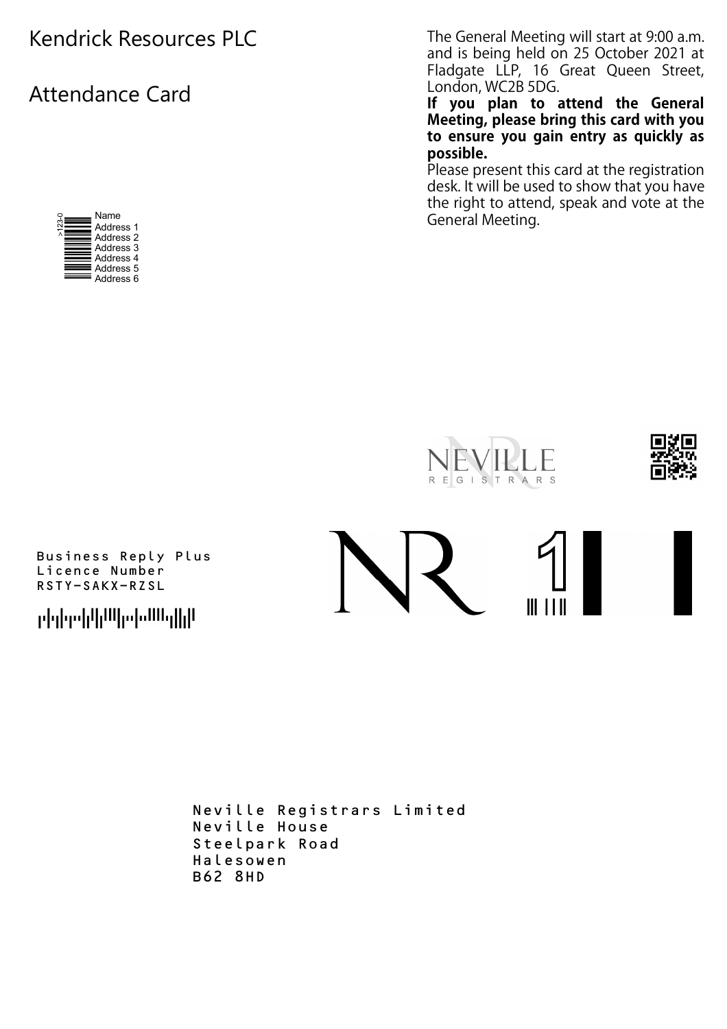# Kendrick Resources PLC

## Attendance Card

>123-0

Name
Address 1
Address 2
Address 3
Address 4
Address 5
Address 6

The General Meeting will start at 9:00 a.m. and is being held on 25 October 2021 at Fladgate LLP, 16 Great Queen Street, London, WC2B 5DG.

**If you plan to attend the General Meeting, please bring this card with you to ensure you gain entry as quickly as possible.**

Please present this card at the registration desk. It will be used to show that you have the right to attend, speak and vote at the General Meeting.

NEVILLE
REGISTRARS

Business Reply Plus
Licence Number
RSTY-SAKX-RZSL

NR 1

Neville Registrars Limited
Neville House
Steelpark Road
Halesowen
B62 8HD